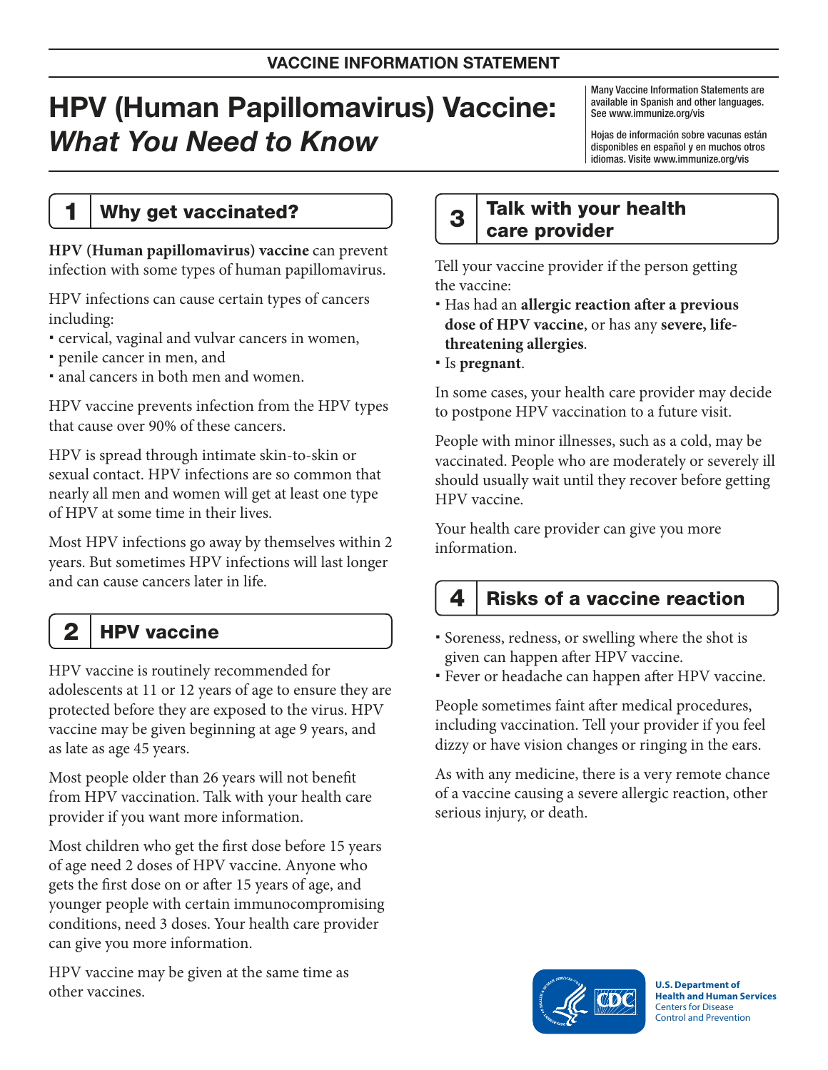VACCINE INFORMATION STATEMENT

# HPV (Human Papillomavirus) Vaccine: *What You Need to Know*

Many Vaccine Information Statements are available in Spanish and other languages. See www.immunize.org/vis

Hojas de información sobre vacunas están disponibles en español y en muchos otros idiomas. Visite www.immunize.org/vis

## 1 Why get vaccinated?

**HPV (Human papillomavirus) vaccine** can prevent infection with some types of human papillomavirus.

HPV infections can cause certain types of cancers including:

- cervical, vaginal and vulvar cancers in women,
- penile cancer in men, and
- anal cancers in both men and women.

HPV vaccine prevents infection from the HPV types that cause over 90% of these cancers.

HPV is spread through intimate skin-to-skin or sexual contact. HPV infections are so common that nearly all men and women will get at least one type of HPV at some time in their lives.

Most HPV infections go away by themselves within 2 years. But sometimes HPV infections will last longer and can cause cancers later in life.

## 2 HPV vaccine

HPV vaccine is routinely recommended for adolescents at 11 or 12 years of age to ensure they are protected before they are exposed to the virus. HPV vaccine may be given beginning at age 9 years, and as late as age 45 years.

Most people older than 26 years will not benefit from HPV vaccination. Talk with your health care provider if you want more information.

Most children who get the first dose before 15 years of age need 2 doses of HPV vaccine. Anyone who gets the first dose on or after 15 years of age, and younger people with certain immunocompromising conditions, need 3 doses. Your health care provider can give you more information.

HPV vaccine may be given at the same time as other vaccines.

## 3 Talk with your health care provider

Tell your vaccine provider if the person getting the vaccine:

- Has had an **allergic reaction after a previous dose of HPV vaccine**, or has any **severe, life-threatening allergies**.
- Is **pregnant**.

In some cases, your health care provider may decide to postpone HPV vaccination to a future visit.

People with minor illnesses, such as a cold, may be vaccinated. People who are moderately or severely ill should usually wait until they recover before getting HPV vaccine.

Your health care provider can give you more information.

## 4 Risks of a vaccine reaction

- Soreness, redness, or swelling where the shot is given can happen after HPV vaccine.
- Fever or headache can happen after HPV vaccine.

People sometimes faint after medical procedures, including vaccination. Tell your provider if you feel dizzy or have vision changes or ringing in the ears.

As with any medicine, there is a very remote chance of a vaccine causing a severe allergic reaction, other serious injury, or death.

U.S. Department of Health and Human Services
Centers for Disease Control and Prevention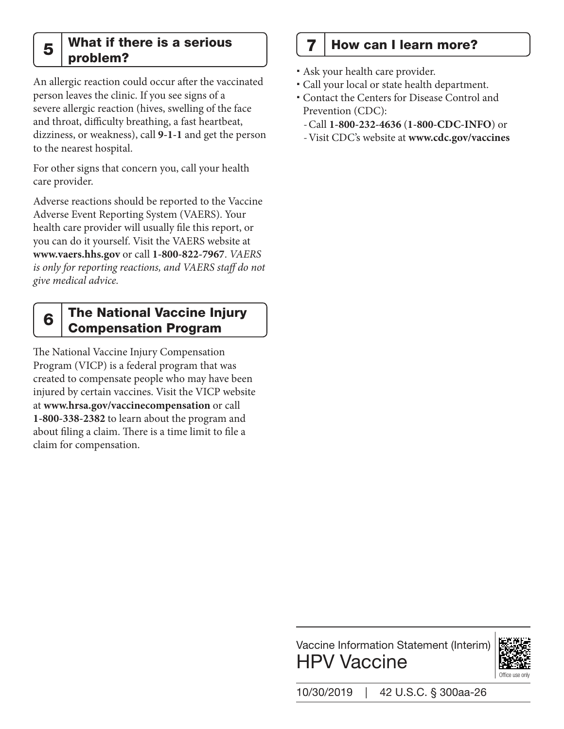## 5 What if there is a serious problem?

An allergic reaction could occur after the vaccinated person leaves the clinic. If you see signs of a severe allergic reaction (hives, swelling of the face and throat, difficulty breathing, a fast heartbeat, dizziness, or weakness), call **9-1-1** and get the person to the nearest hospital.

For other signs that concern you, call your health care provider.

Adverse reactions should be reported to the Vaccine Adverse Event Reporting System (VAERS). Your health care provider will usually file this report, or you can do it yourself. Visit the VAERS website at **www.vaers.hhs.gov** or call **1-800-822-7967**. *VAERS is only for reporting reactions, and VAERS staff do not give medical advice.*

## 6 The National Vaccine Injury Compensation Program

The National Vaccine Injury Compensation Program (VICP) is a federal program that was created to compensate people who may have been injured by certain vaccines. Visit the VICP website at **www.hrsa.gov/vaccinecompensation** or call **1-800-338-2382** to learn about the program and about filing a claim. There is a time limit to file a claim for compensation.

## 7 How can I learn more?

- Ask your health care provider.
- Call your local or state health department.
- Contact the Centers for Disease Control and Prevention (CDC):
  - Call **1-800-232-4636** (**1-800-CDC-INFO**) or
  - Visit CDC's website at **www.cdc.gov/vaccines**

Vaccine Information Statement (Interim)
HPV Vaccine

Office use only

10/30/2019 | 42 U.S.C. § 300aa-26